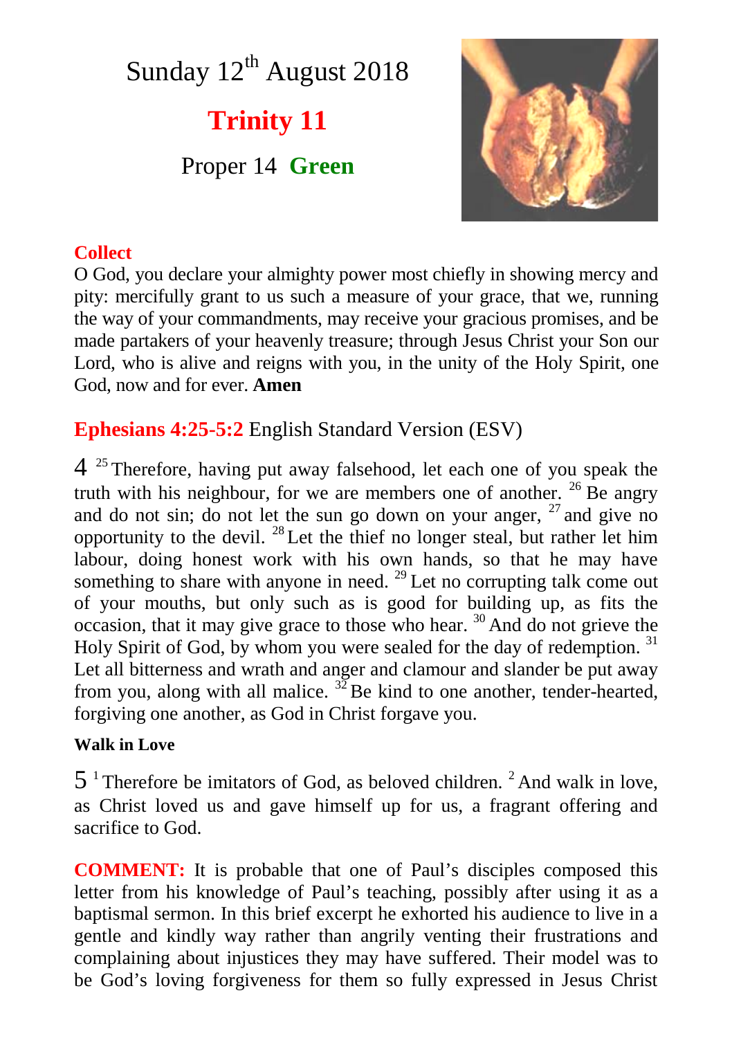# Sunday 12th August 2018

## Trinity 11

Proper 14 **Green**

**Collect**

O God, you declare your almighty power most chiefly in showing mercy and pity: mercifully grant to us such a measure of your grace, that we, running the way of your commandments, may receive your gracious promises, and be made partakers of your heavenly treasure; through Jesus Christ your Son our Lord, who is alive and reigns with you, in the unity of the Holy Spirit, one God, now and for ever. **Amen**

### Ephesians 4:25-5:2 English Standard Version (ESV)

4 [25] Therefore, having put away falsehood, let each one of you speak the truth with his neighbour, for we are members one of another. [26] Be angry and do not sin; do not let the sun go down on your anger, [27] and give no opportunity to the devil. [28] Let the thief no longer steal, but rather let him labour, doing honest work with his own hands, so that he may have something to share with anyone in need. [29] Let no corrupting talk come out of your mouths, but only such as is good for building up, as fits the occasion, that it may give grace to those who hear. [30] And do not grieve the Holy Spirit of God, by whom you were sealed for the day of redemption. [31] Let all bitterness and wrath and anger and clamour and slander be put away from you, along with all malice. [32] Be kind to one another, tender-hearted, forgiving one another, as God in Christ forgave you.

**Walk in Love**

5 [1] Therefore be imitators of God, as beloved children. [2] And walk in love, as Christ loved us and gave himself up for us, a fragrant offering and sacrifice to God.

**COMMENT:** It is probable that one of Paul's disciples composed this letter from his knowledge of Paul's teaching, possibly after using it as a baptismal sermon. In this brief excerpt he exhorted his audience to live in a gentle and kindly way rather than angrily venting their frustrations and complaining about injustices they may have suffered. Their model was to be God's loving forgiveness for them so fully expressed in Jesus Christ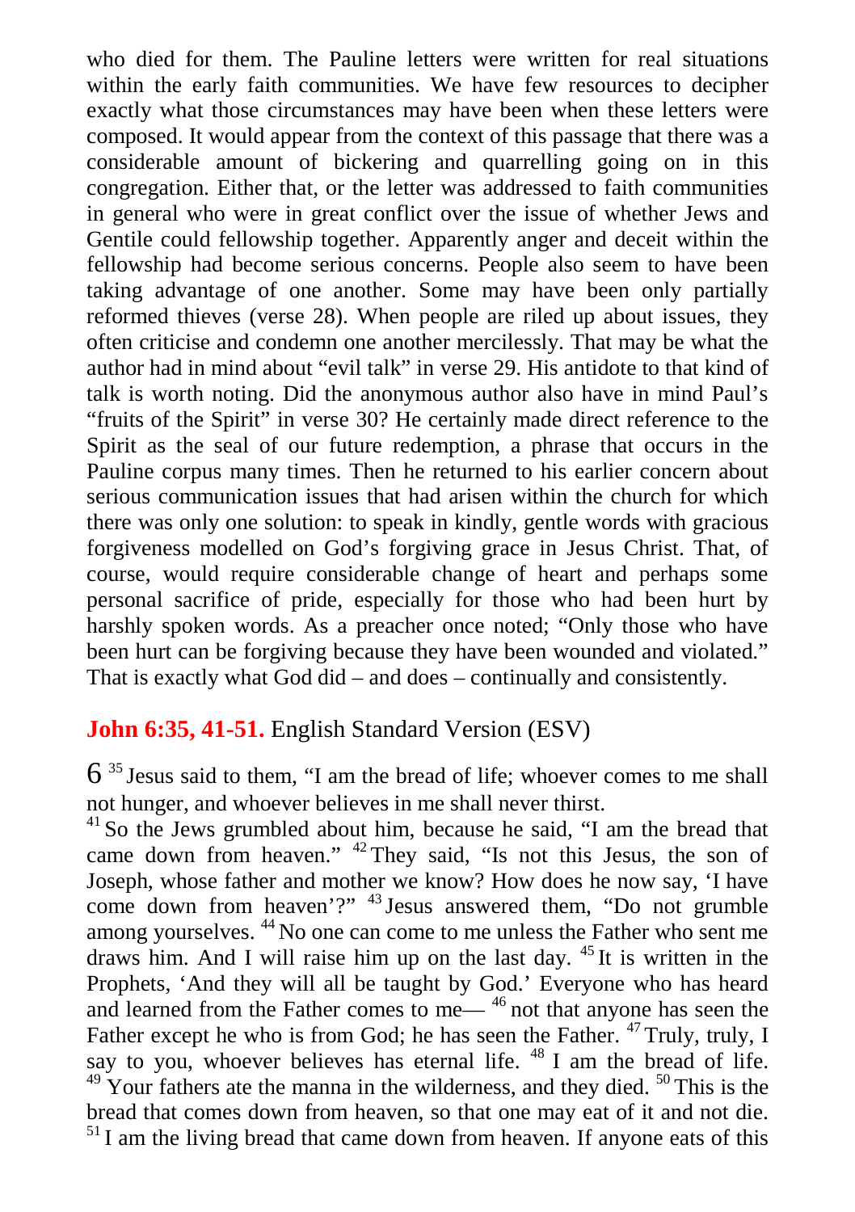who died for them. The Pauline letters were written for real situations within the early faith communities. We have few resources to decipher exactly what those circumstances may have been when these letters were composed. It would appear from the context of this passage that there was a considerable amount of bickering and quarrelling going on in this congregation. Either that, or the letter was addressed to faith communities in general who were in great conflict over the issue of whether Jews and Gentile could fellowship together. Apparently anger and deceit within the fellowship had become serious concerns. People also seem to have been taking advantage of one another. Some may have been only partially reformed thieves (verse 28). When people are riled up about issues, they often criticise and condemn one another mercilessly. That may be what the author had in mind about "evil talk" in verse 29. His antidote to that kind of talk is worth noting. Did the anonymous author also have in mind Paul's "fruits of the Spirit" in verse 30? He certainly made direct reference to the Spirit as the seal of our future redemption, a phrase that occurs in the Pauline corpus many times. Then he returned to his earlier concern about serious communication issues that had arisen within the church for which there was only one solution: to speak in kindly, gentle words with gracious forgiveness modelled on God's forgiving grace in Jesus Christ. That, of course, would require considerable change of heart and perhaps some personal sacrifice of pride, especially for those who had been hurt by harshly spoken words. As a preacher once noted; "Only those who have been hurt can be forgiving because they have been wounded and violated." That is exactly what God did – and does – continually and consistently.

## **John 6:35, 41-51.** English Standard Version (ESV)

6 [35] Jesus said to them, "I am the bread of life; whoever comes to me shall not hunger, and whoever believes in me shall never thirst.
[41] So the Jews grumbled about him, because he said, "I am the bread that came down from heaven." [42] They said, "Is not this Jesus, the son of Joseph, whose father and mother we know? How does he now say, 'I have come down from heaven'?" [43] Jesus answered them, "Do not grumble among yourselves. [44] No one can come to me unless the Father who sent me draws him. And I will raise him up on the last day. [45] It is written in the Prophets, 'And they will all be taught by God.' Everyone who has heard and learned from the Father comes to me— [46] not that anyone has seen the Father except he who is from God; he has seen the Father. [47] Truly, truly, I say to you, whoever believes has eternal life. [48] I am the bread of life. [49] Your fathers ate the manna in the wilderness, and they died. [50] This is the bread that comes down from heaven, so that one may eat of it and not die. [51] I am the living bread that came down from heaven. If anyone eats of this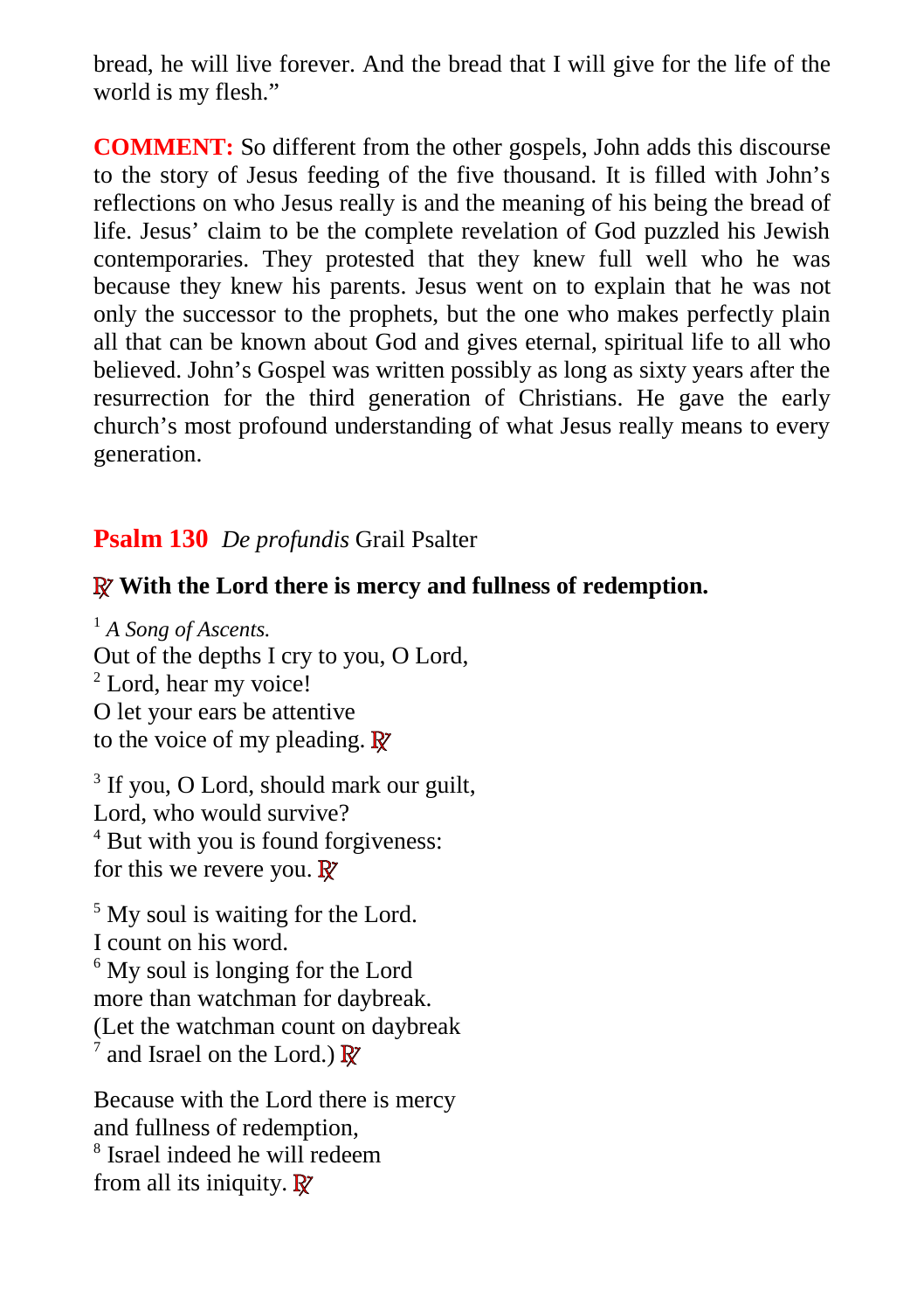bread, he will live forever. And the bread that I will give for the life of the world is my flesh."

**COMMENT:** So different from the other gospels, John adds this discourse to the story of Jesus feeding of the five thousand. It is filled with John's reflections on who Jesus really is and the meaning of his being the bread of life. Jesus' claim to be the complete revelation of God puzzled his Jewish contemporaries. They protested that they knew full well who he was because they knew his parents. Jesus went on to explain that he was not only the successor to the prophets, but the one who makes perfectly plain all that can be known about God and gives eternal, spiritual life to all who believed. John's Gospel was written possibly as long as sixty years after the resurrection for the third generation of Christians. He gave the early church's most profound understanding of what Jesus really means to every generation.

## **Psalm 130** *De profundis* Grail Psalter

℟ **With the Lord there is mercy and fullness of redemption.**

[1] *A Song of Ascents.*
Out of the depths I cry to you, O Lord,
[2] Lord, hear my voice!
O let your ears be attentive
to the voice of my pleading. ℟

[3] If you, O Lord, should mark our guilt,
Lord, who would survive?
[4] But with you is found forgiveness:
for this we revere you. ℟

[5] My soul is waiting for the Lord.
I count on his word.
[6] My soul is longing for the Lord
more than watchman for daybreak.
(Let the watchman count on daybreak
[7] and Israel on the Lord.) ℟

Because with the Lord there is mercy
and fullness of redemption,
[8] Israel indeed he will redeem
from all its iniquity. ℟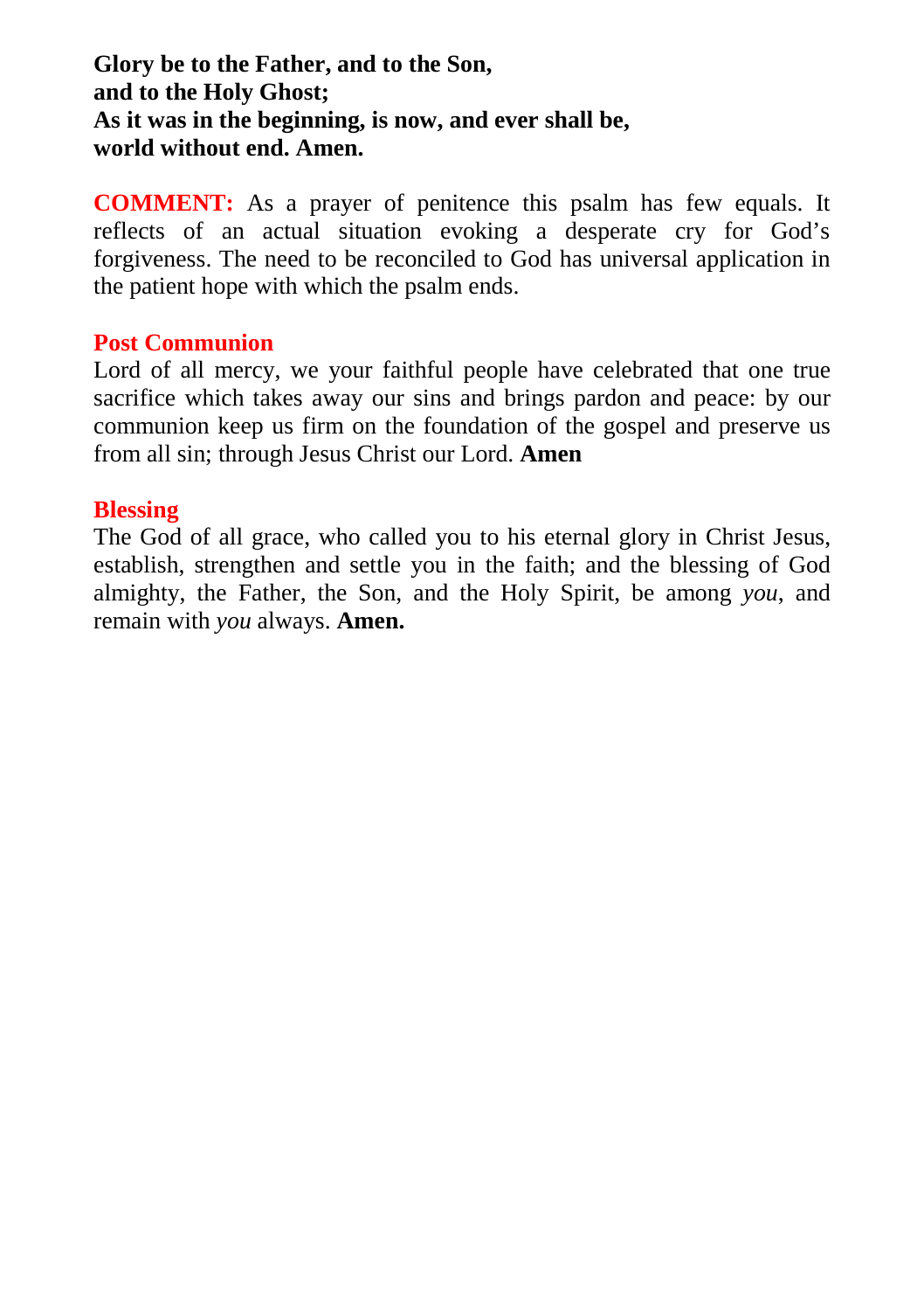**Glory be to the Father, and to the Son,**
**and to the Holy Ghost;**
**As it was in the beginning, is now, and ever shall be,**
**world without end. Amen.**

**COMMENT:** As a prayer of penitence this psalm has few equals. It reflects of an actual situation evoking a desperate cry for God's forgiveness. The need to be reconciled to God has universal application in the patient hope with which the psalm ends.

**Post Communion**

Lord of all mercy, we your faithful people have celebrated that one true sacrifice which takes away our sins and brings pardon and peace: by our communion keep us firm on the foundation of the gospel and preserve us from all sin; through Jesus Christ our Lord. **Amen**

**Blessing**

The God of all grace, who called you to his eternal glory in Christ Jesus, establish, strengthen and settle you in the faith; and the blessing of God almighty, the Father, the Son, and the Holy Spirit, be among *you*, and remain with *you* always. **Amen.**